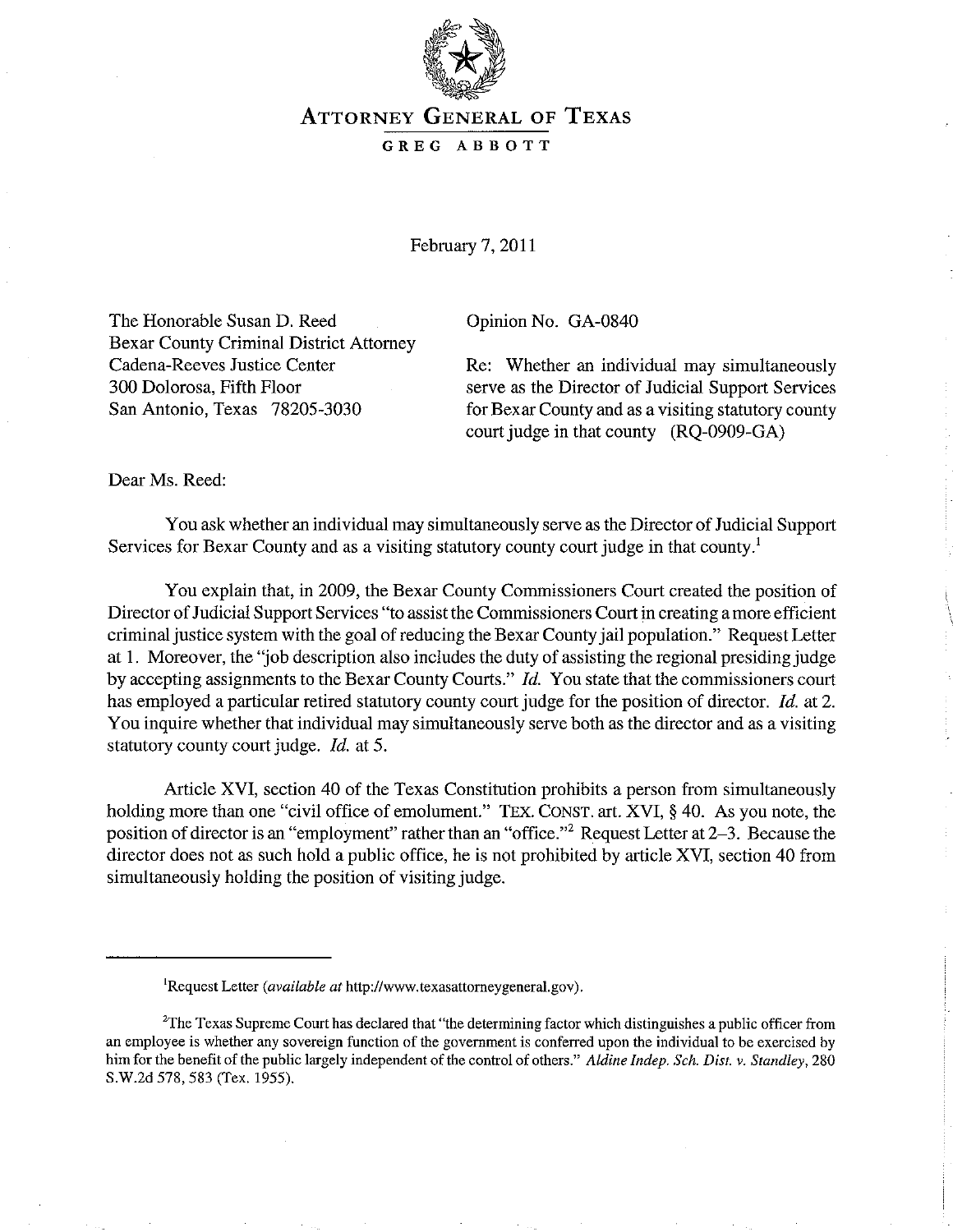# ATTORNEY GENERAL OF TEXAS

**GREG ABBOTT**

February 7, 2011

The Honorable Susan D. Reed
Bexar County Criminal District Attorney
Cadena-Reeves Justice Center
300 Dolorosa, Fifth Floor
San Antonio, Texas 78205-3030

Opinion No. GA-0840

Re: Whether an individual may simultaneously serve as the Director of Judicial Support Services for Bexar County and as a visiting statutory county court judge in that county (RQ-0909-GA)

Dear Ms. Reed:

You ask whether an individual may simultaneously serve as the Director of Judicial Support Services for Bexar County and as a visiting statutory county court judge in that county.[1]

You explain that, in 2009, the Bexar County Commissioners Court created the position of Director of Judicial Support Services "to assist the Commissioners Court in creating a more efficient criminal justice system with the goal of reducing the Bexar County jail population." Request Letter at 1. Moreover, the "job description also includes the duty of assisting the regional presiding judge by accepting assignments to the Bexar County Courts." *Id.* You state that the commissioners court has employed a particular retired statutory county court judge for the position of director. *Id.* at 2. You inquire whether that individual may simultaneously serve both as the director and as a visiting statutory county court judge. *Id.* at 5.

Article XVI, section 40 of the Texas Constitution prohibits a person from simultaneously holding more than one "civil office of emolument." TEX. CONST. art. XVI, § 40. As you note, the position of director is an "employment" rather than an "office."[2] Request Letter at 2–3. Because the director does not as such hold a public office, he is not prohibited by article XVI, section 40 from simultaneously holding the position of visiting judge.

---

[1]Request Letter (*available at* http://www.texasattorneygeneral.gov).

[2]The Texas Supreme Court has declared that "the determining factor which distinguishes a public officer from an employee is whether any sovereign function of the government is conferred upon the individual to be exercised by him for the benefit of the public largely independent of the control of others." *Aldine Indep. Sch. Dist. v. Standley*, 280 S.W.2d 578, 583 (Tex. 1955).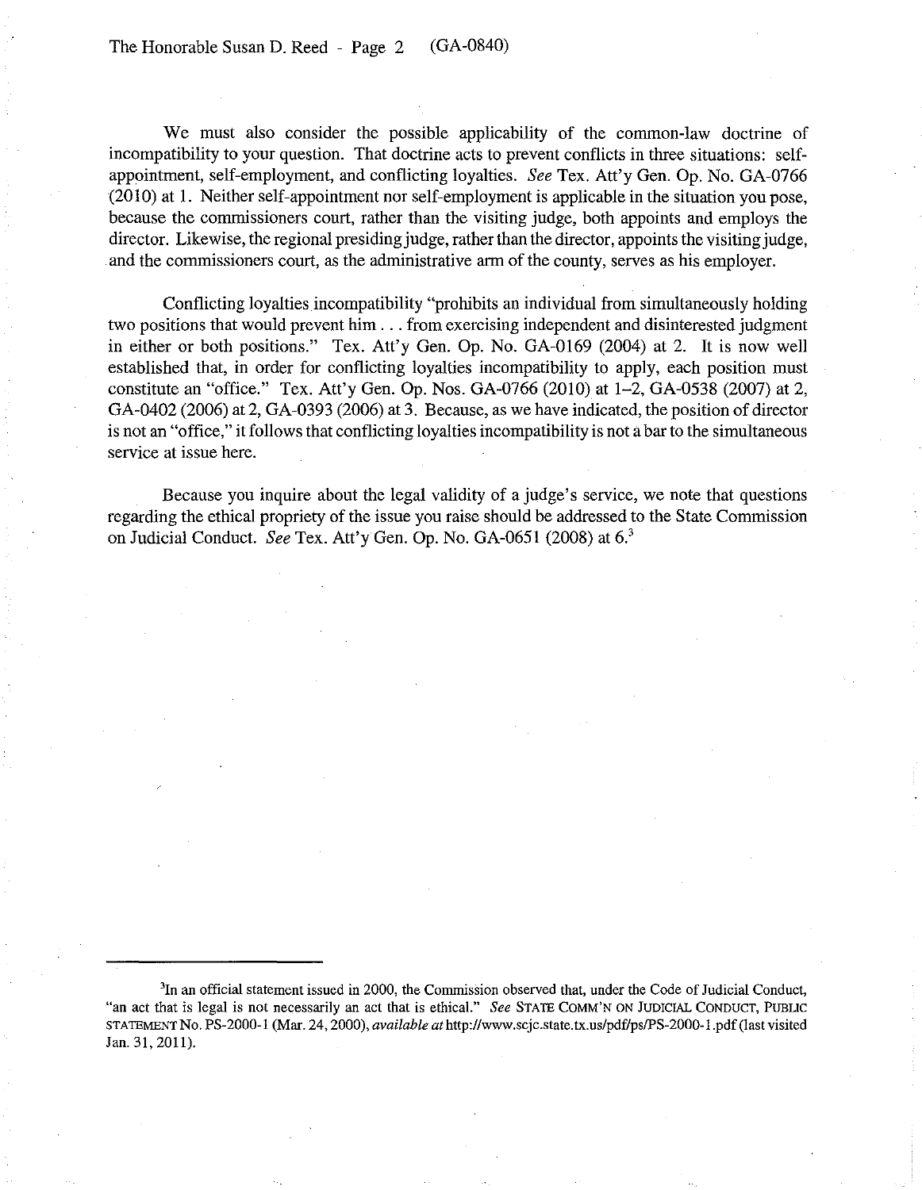We must also consider the possible applicability of the common-law doctrine of incompatibility to your question. That doctrine acts to prevent conflicts in three situations: self-appointment, self-employment, and conflicting loyalties. *See* Tex. Att'y Gen. Op. No. GA-0766 (2010) at 1. Neither self-appointment nor self-employment is applicable in the situation you pose, because the commissioners court, rather than the visiting judge, both appoints and employs the director. Likewise, the regional presiding judge, rather than the director, appoints the visiting judge, and the commissioners court, as the administrative arm of the county, serves as his employer.

Conflicting loyalties incompatibility "prohibits an individual from simultaneously holding two positions that would prevent him . . . from exercising independent and disinterested judgment in either or both positions." Tex. Att'y Gen. Op. No. GA-0169 (2004) at 2. It is now well established that, in order for conflicting loyalties incompatibility to apply, each position must constitute an "office." Tex. Att'y Gen. Op. Nos. GA-0766 (2010) at 1–2, GA-0538 (2007) at 2, GA-0402 (2006) at 2, GA-0393 (2006) at 3. Because, as we have indicated, the position of director is not an "office," it follows that conflicting loyalties incompatibility is not a bar to the simultaneous service at issue here.

Because you inquire about the legal validity of a judge's service, we note that questions regarding the ethical propriety of the issue you raise should be addressed to the State Commission on Judicial Conduct. *See* Tex. Att'y Gen. Op. No. GA-0651 (2008) at 6.[3]

---

[3]In an official statement issued in 2000, the Commission observed that, under the Code of Judicial Conduct, "an act that is legal is not necessarily an act that is ethical." *See* STATE COMM'N ON JUDICIAL CONDUCT, PUBLIC STATEMENT No. PS-2000-1 (Mar. 24, 2000), *available at* http://www.scjc.state.tx.us/pdf/ps/PS-2000-1.pdf (last visited Jan. 31, 2011).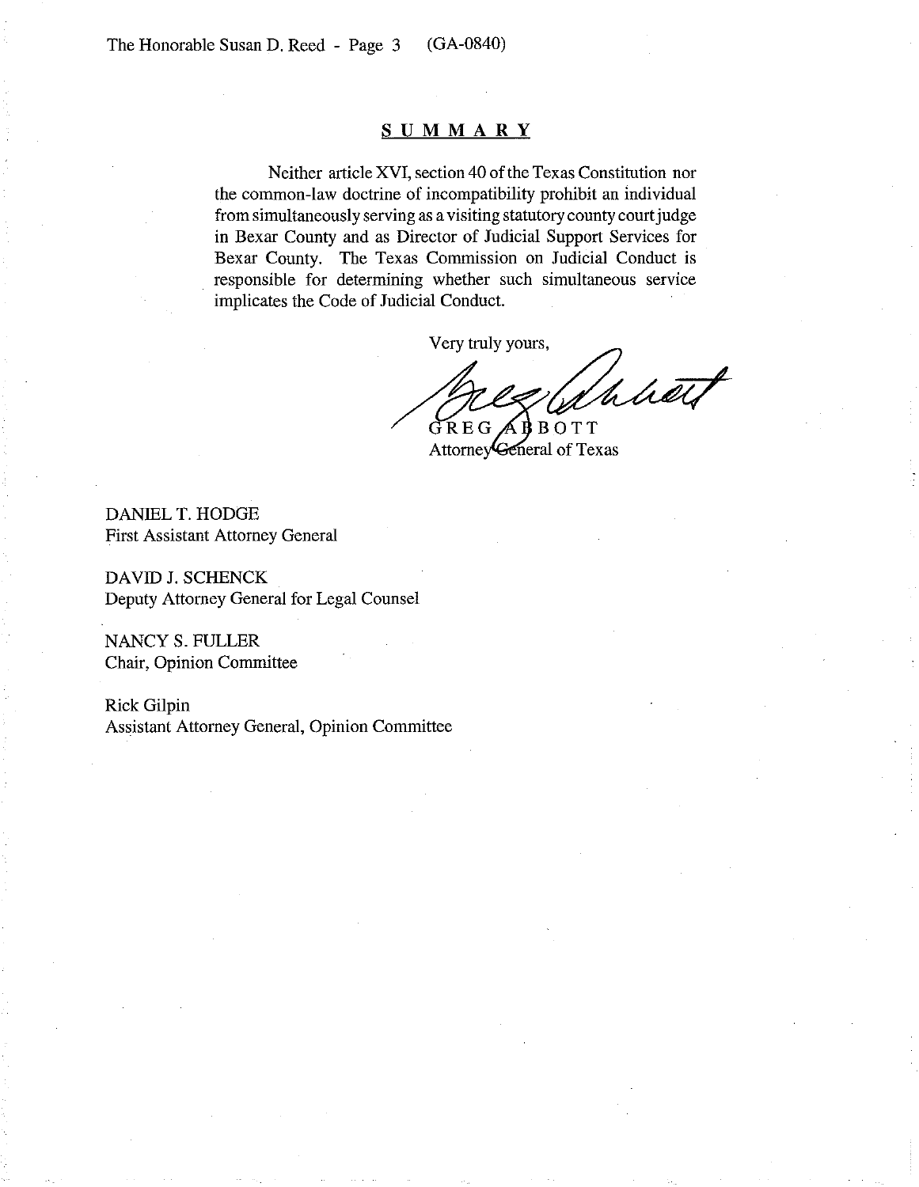## SUMMARY

Neither article XVI, section 40 of the Texas Constitution nor the common-law doctrine of incompatibility prohibit an individual from simultaneously serving as a visiting statutory county court judge in Bexar County and as Director of Judicial Support Services for Bexar County. The Texas Commission on Judicial Conduct is responsible for determining whether such simultaneous service implicates the Code of Judicial Conduct.

Very truly yours,

GREG ABBOTT
Attorney General of Texas

DANIEL T. HODGE
First Assistant Attorney General

DAVID J. SCHENCK
Deputy Attorney General for Legal Counsel

NANCY S. FULLER
Chair, Opinion Committee

Rick Gilpin
Assistant Attorney General, Opinion Committee